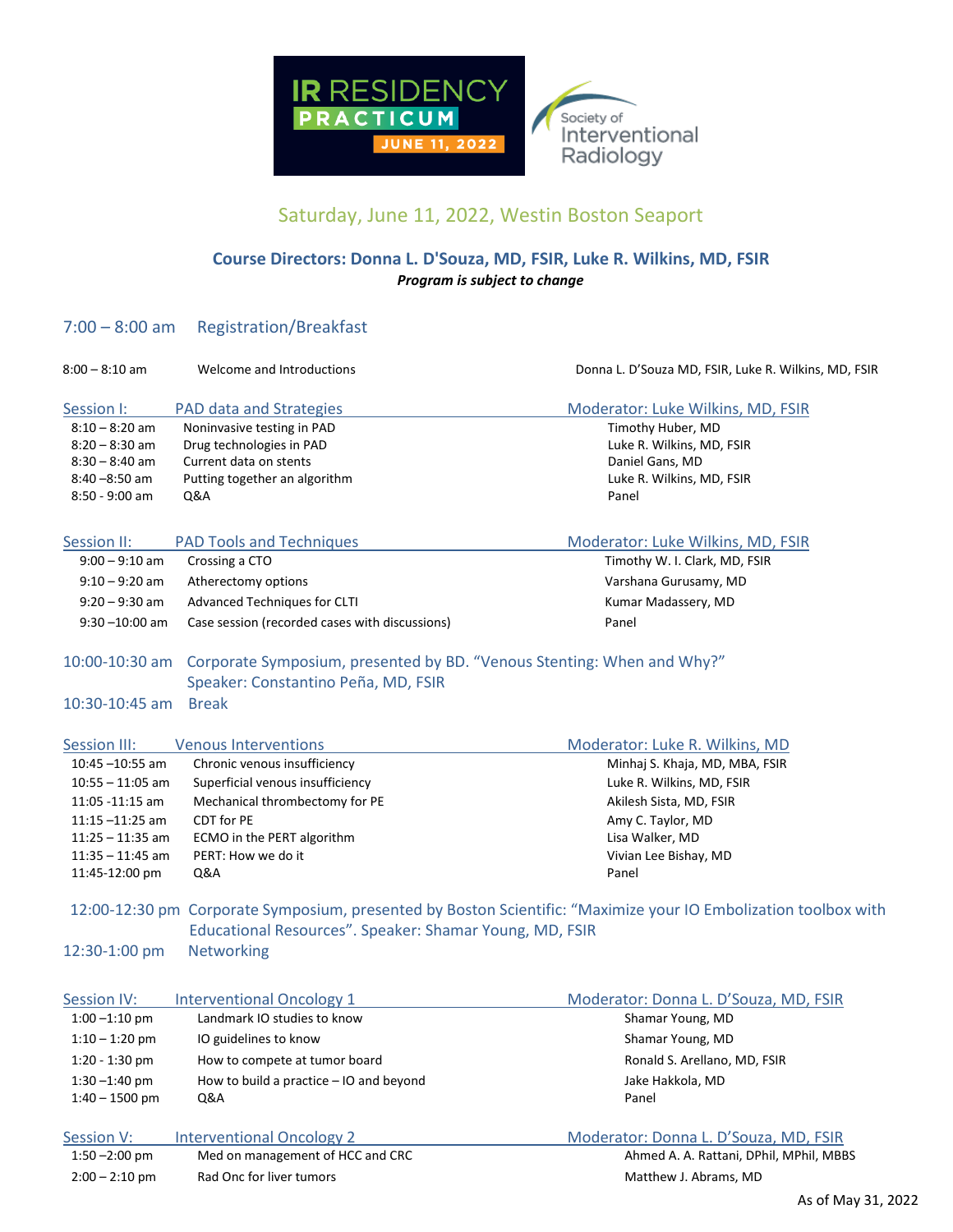# IR RESIDENCY PRACTICUM JUNE 11, 2022

Society of Interventional Radiology

## Saturday, June 11, 2022, Westin Boston Seaport

### Course Directors: Donna L. D'Souza, MD, FSIR, Luke R. Wilkins, MD, FSIR

***Program is subject to change***

## 7:00 – 8:00 am Registration/Breakfast

| | | |
|---|---|---|
| 8:00 – 8:10 am | Welcome and Introductions | Donna L. D'Souza MD, FSIR, Luke R. Wilkins, MD, FSIR |

### Session I: PAD data and Strategies — Moderator: Luke Wilkins, MD, FSIR

| | | |
|---|---|---|
| 8:10 – 8:20 am | Noninvasive testing in PAD | Timothy Huber, MD |
| 8:20 – 8:30 am | Drug technologies in PAD | Luke R. Wilkins, MD, FSIR |
| 8:30 – 8:40 am | Current data on stents | Daniel Gans, MD |
| 8:40 –8:50 am | Putting together an algorithm | Luke R. Wilkins, MD, FSIR |
| 8:50 - 9:00 am | Q&A | Panel |

### Session II: PAD Tools and Techniques — Moderator: Luke Wilkins, MD, FSIR

| | | |
|---|---|---|
| 9:00 – 9:10 am | Crossing a CTO | Timothy W. I. Clark, MD, FSIR |
| 9:10 – 9:20 am | Atherectomy options | Varshana Gurusamy, MD |
| 9:20 – 9:30 am | Advanced Techniques for CLTI | Kumar Madassery, MD |
| 9:30 –10:00 am | Case session (recorded cases with discussions) | Panel |

**10:00-10:30 am** Corporate Symposium, presented by BD. "Venous Stenting: When and Why?" Speaker: Constantino Peña, MD, FSIR

**10:30-10:45 am** Break

### Session III: Venous Interventions — Moderator: Luke R. Wilkins, MD

| | | |
|---|---|---|
| 10:45 –10:55 am | Chronic venous insufficiency | Minhaj S. Khaja, MD, MBA, FSIR |
| 10:55 – 11:05 am | Superficial venous insufficiency | Luke R. Wilkins, MD, FSIR |
| 11:05 -11:15 am | Mechanical thrombectomy for PE | Akilesh Sista, MD, FSIR |
| 11:15 –11:25 am | CDT for PE | Amy C. Taylor, MD |
| 11:25 – 11:35 am | ECMO in the PERT algorithm | Lisa Walker, MD |
| 11:35 – 11:45 am | PERT: How we do it | Vivian Lee Bishay, MD |
| 11:45-12:00 pm | Q&A | Panel |

**12:00-12:30 pm** Corporate Symposium, presented by Boston Scientific: "Maximize your IO Embolization toolbox with Educational Resources". Speaker: Shamar Young, MD, FSIR

**12:30-1:00 pm** Networking

### Session IV: Interventional Oncology 1 — Moderator: Donna L. D'Souza, MD, FSIR

| | | |
|---|---|---|
| 1:00 –1:10 pm | Landmark IO studies to know | Shamar Young, MD |
| 1:10 – 1:20 pm | IO guidelines to know | Shamar Young, MD |
| 1:20 - 1:30 pm | How to compete at tumor board | Ronald S. Arellano, MD, FSIR |
| 1:30 –1:40 pm | How to build a practice – IO and beyond | Jake Hakkola, MD |
| 1:40 – 1500 pm | Q&A | Panel |

### Session V: Interventional Oncology 2 — Moderator: Donna L. D'Souza, MD, FSIR

| | | |
|---|---|---|
| 1:50 –2:00 pm | Med on management of HCC and CRC | Ahmed A. A. Rattani, DPhil, MPhil, MBBS |
| 2:00 – 2:10 pm | Rad Onc for liver tumors | Matthew J. Abrams, MD |

As of May 31, 2022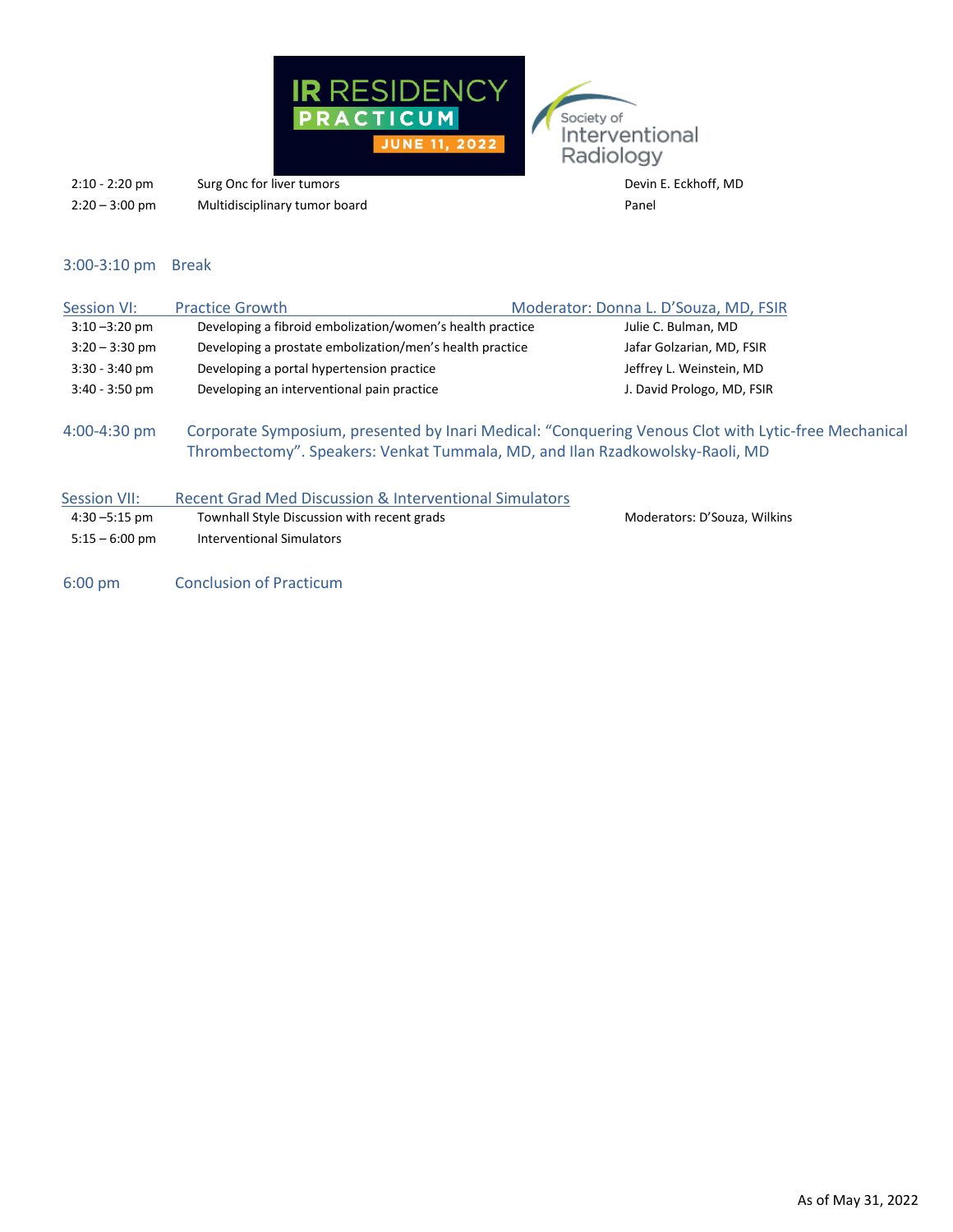| | | |
|---|---|---|
| 2:10 - 2:20 pm | Surg Onc for liver tumors | Devin E. Eckhoff, MD |
| 2:20 – 3:00 pm | Multidisciplinary tumor board | Panel |

3:00-3:10 pm Break

## Session VI: Practice Growth — Moderator: Donna L. D'Souza, MD, FSIR

| | | |
|---|---|---|
| 3:10 –3:20 pm | Developing a fibroid embolization/women's health practice | Julie C. Bulman, MD |
| 3:20 – 3:30 pm | Developing a prostate embolization/men's health practice | Jafar Golzarian, MD, FSIR |
| 3:30 - 3:40 pm | Developing a portal hypertension practice | Jeffrey L. Weinstein, MD |
| 3:40 - 3:50 pm | Developing an interventional pain practice | J. David Prologo, MD, FSIR |

4:00-4:30 pm Corporate Symposium, presented by Inari Medical: "Conquering Venous Clot with Lytic-free Mechanical Thrombectomy". Speakers: Venkat Tummala, MD, and Ilan Rzadkowolsky-Raoli, MD

## Session VII: Recent Grad Med Discussion & Interventional Simulators

| | | |
|---|---|---|
| 4:30 –5:15 pm | Townhall Style Discussion with recent grads | Moderators: D'Souza, Wilkins |
| 5:15 – 6:00 pm | Interventional Simulators | |

6:00 pm Conclusion of Practicum

As of May 31, 2022